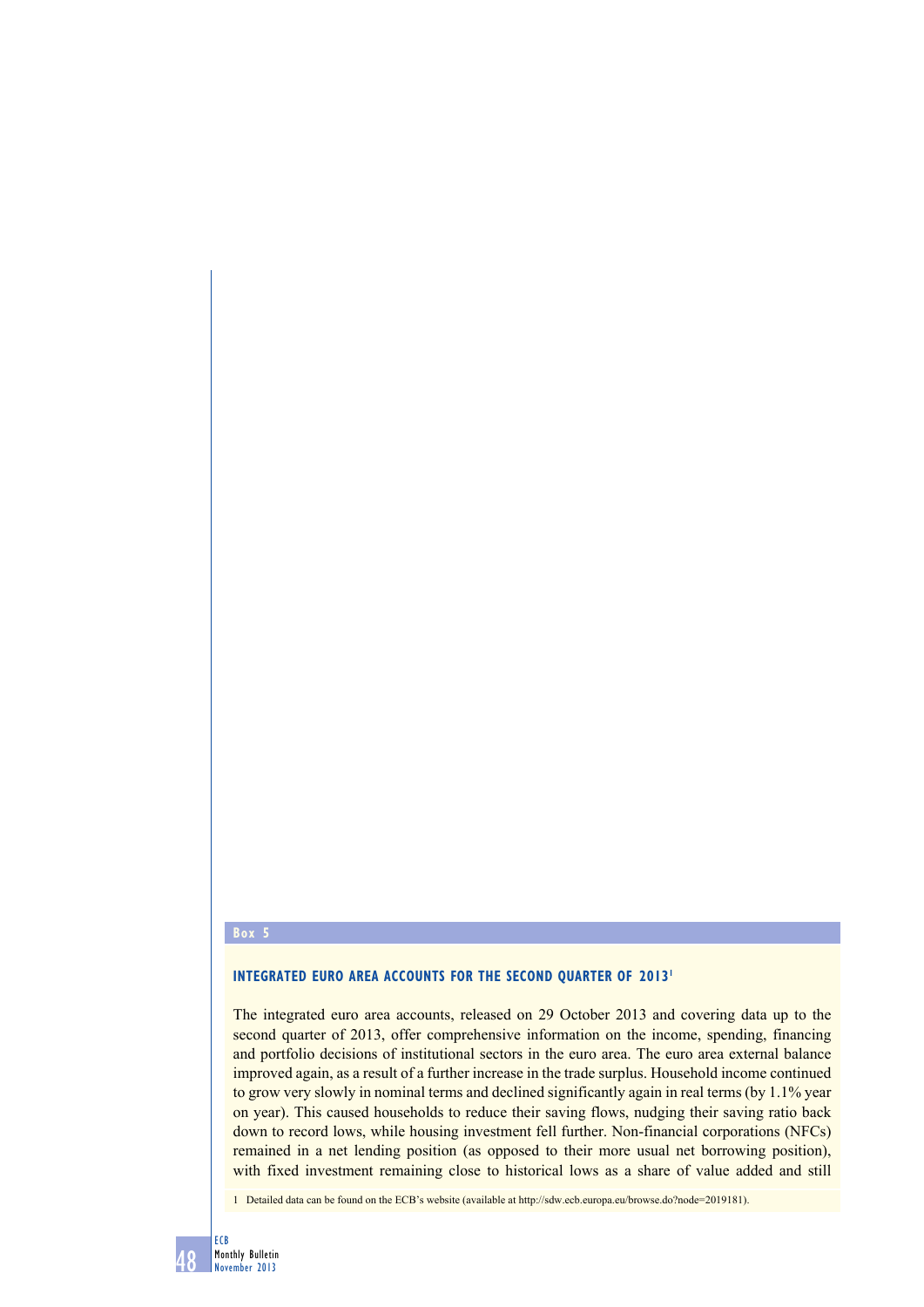## Box 5

### INTEGRATED EURO AREA ACCOUNTS FOR THE SECOND QUARTER OF 2013[1]

The integrated euro area accounts, released on 29 October 2013 and covering data up to the second quarter of 2013, offer comprehensive information on the income, spending, financing and portfolio decisions of institutional sectors in the euro area. The euro area external balance improved again, as a result of a further increase in the trade surplus. Household income continued to grow very slowly in nominal terms and declined significantly again in real terms (by 1.1% year on year). This caused households to reduce their saving flows, nudging their saving ratio back down to record lows, while housing investment fell further. Non-financial corporations (NFCs) remained in a net lending position (as opposed to their more usual net borrowing position), with fixed investment remaining close to historical lows as a share of value added and still

1 Detailed data can be found on the ECB's website (available at http://sdw.ecb.europa.eu/browse.do?node=2019181).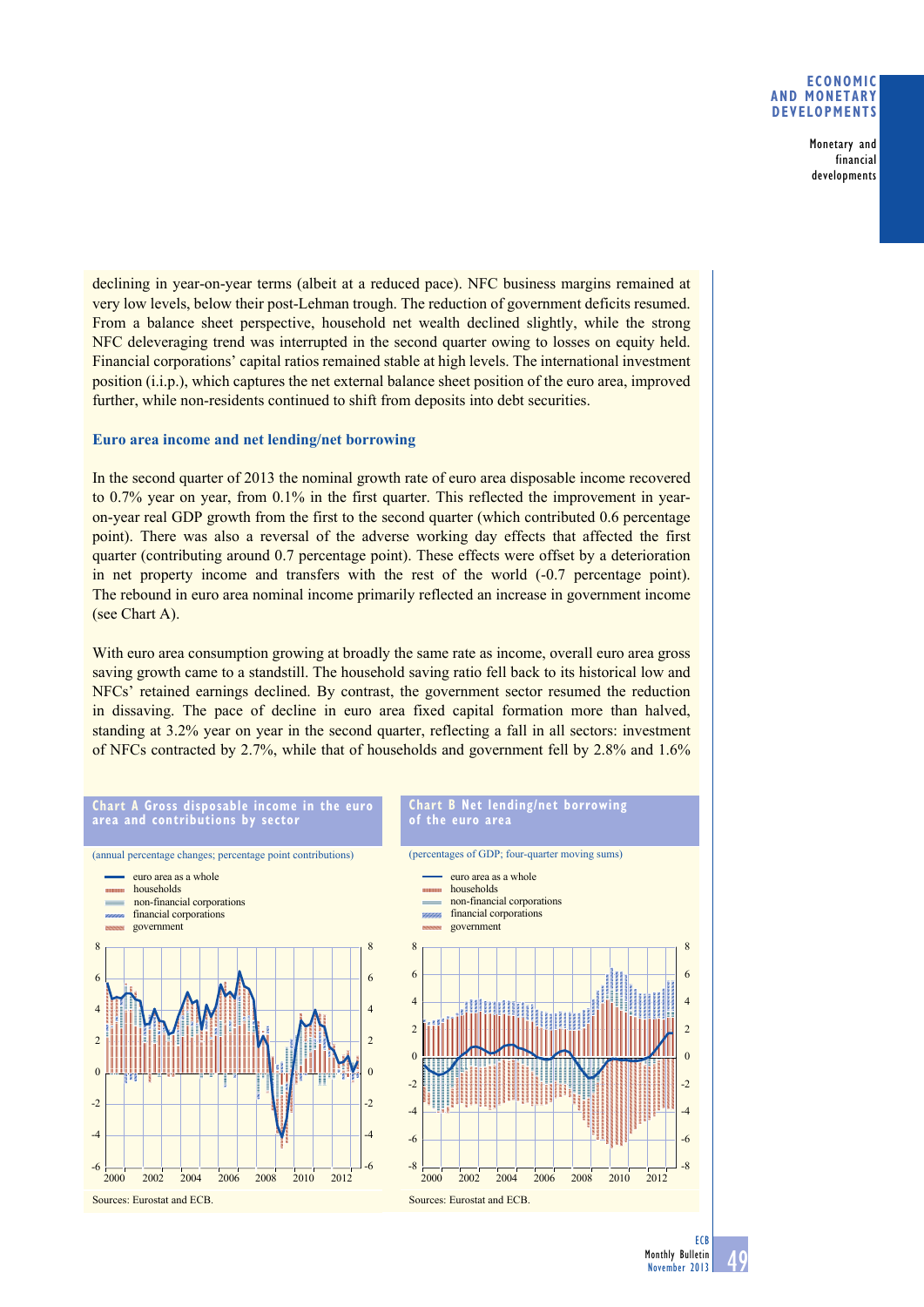declining in year-on-year terms (albeit at a reduced pace). NFC business margins remained at very low levels, below their post-Lehman trough. The reduction of government deficits resumed. From a balance sheet perspective, household net wealth declined slightly, while the strong NFC deleveraging trend was interrupted in the second quarter owing to losses on equity held. Financial corporations' capital ratios remained stable at high levels. The international investment position (i.i.p.), which captures the net external balance sheet position of the euro area, improved further, while non-residents continued to shift from deposits into debt securities.

### Euro area income and net lending/net borrowing

In the second quarter of 2013 the nominal growth rate of euro area disposable income recovered to 0.7% year on year, from 0.1% in the first quarter. This reflected the improvement in year-on-year real GDP growth from the first to the second quarter (which contributed 0.6 percentage point). There was also a reversal of the adverse working day effects that affected the first quarter (contributing around 0.7 percentage point). These effects were offset by a deterioration in net property income and transfers with the rest of the world (-0.7 percentage point). The rebound in euro area nominal income primarily reflected an increase in government income (see Chart A).

With euro area consumption growing at broadly the same rate as income, overall euro area gross saving growth came to a standstill. The household saving ratio fell back to its historical low and NFCs' retained earnings declined. By contrast, the government sector resumed the reduction in dissaving. The pace of decline in euro area fixed capital formation more than halved, standing at 3.2% year on year in the second quarter, reflecting a fall in all sectors: investment of NFCs contracted by 2.7%, while that of households and government fell by 2.8% and 1.6%

**Chart A Gross disposable income in the euro area and contributions by sector**

(annual percentage changes; percentage point contributions)

- euro area as a whole
- households
- non-financial corporations
- financial corporations
- government

Sources: Eurostat and ECB.

**Chart B Net lending/net borrowing of the euro area**

(percentages of GDP; four-quarter moving sums)

- euro area as a whole
- households
- non-financial corporations
- financial corporations
- government

Sources: Eurostat and ECB.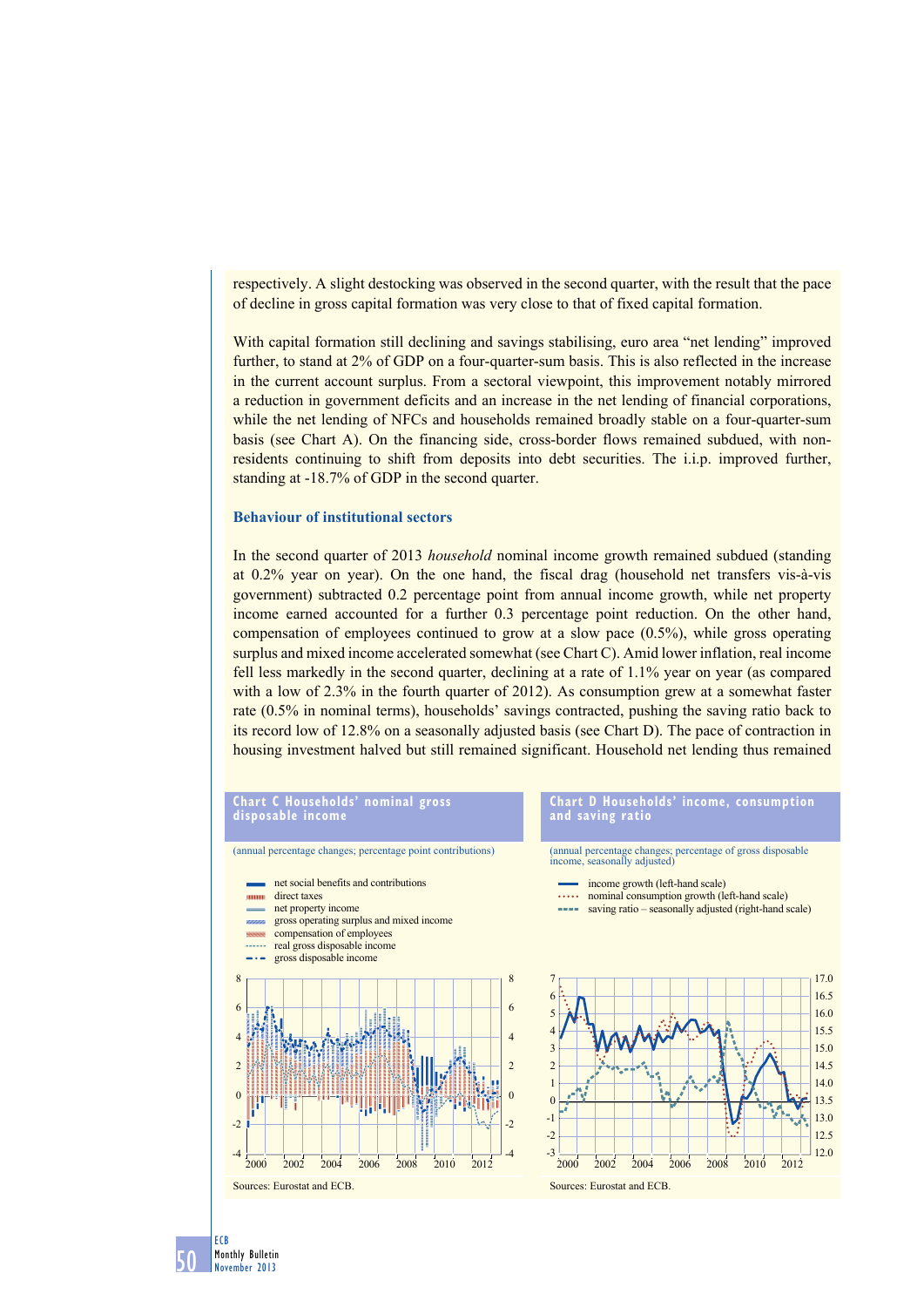respectively. A slight destocking was observed in the second quarter, with the result that the pace of decline in gross capital formation was very close to that of fixed capital formation.

With capital formation still declining and savings stabilising, euro area "net lending" improved further, to stand at 2% of GDP on a four-quarter-sum basis. This is also reflected in the increase in the current account surplus. From a sectoral viewpoint, this improvement notably mirrored a reduction in government deficits and an increase in the net lending of financial corporations, while the net lending of NFCs and households remained broadly stable on a four-quarter-sum basis (see Chart A). On the financing side, cross-border flows remained subdued, with non-residents continuing to shift from deposits into debt securities. The i.i.p. improved further, standing at -18.7% of GDP in the second quarter.

### Behaviour of institutional sectors

In the second quarter of 2013 *household* nominal income growth remained subdued (standing at 0.2% year on year). On the one hand, the fiscal drag (household net transfers vis-à-vis government) subtracted 0.2 percentage point from annual income growth, while net property income earned accounted for a further 0.3 percentage point reduction. On the other hand, compensation of employees continued to grow at a slow pace (0.5%), while gross operating surplus and mixed income accelerated somewhat (see Chart C). Amid lower inflation, real income fell less markedly in the second quarter, declining at a rate of 1.1% year on year (as compared with a low of 2.3% in the fourth quarter of 2012). As consumption grew at a somewhat faster rate (0.5% in nominal terms), households' savings contracted, pushing the saving ratio back to its record low of 12.8% on a seasonally adjusted basis (see Chart D). The pace of contraction in housing investment halved but still remained significant. Household net lending thus remained

**Chart C Households' nominal gross disposable income**

(annual percentage changes; percentage point contributions)

- net social benefits and contributions
- direct taxes
- net property income
- gross operating surplus and mixed income
- compensation of employees
- real gross disposable income
- gross disposable income

Sources: Eurostat and ECB.

**Chart D Households' income, consumption and saving ratio**

(annual percentage changes; percentage of gross disposable income, seasonally adjusted)

- income growth (left-hand scale)
- nominal consumption growth (left-hand scale)
- saving ratio – seasonally adjusted (right-hand scale)

Sources: Eurostat and ECB.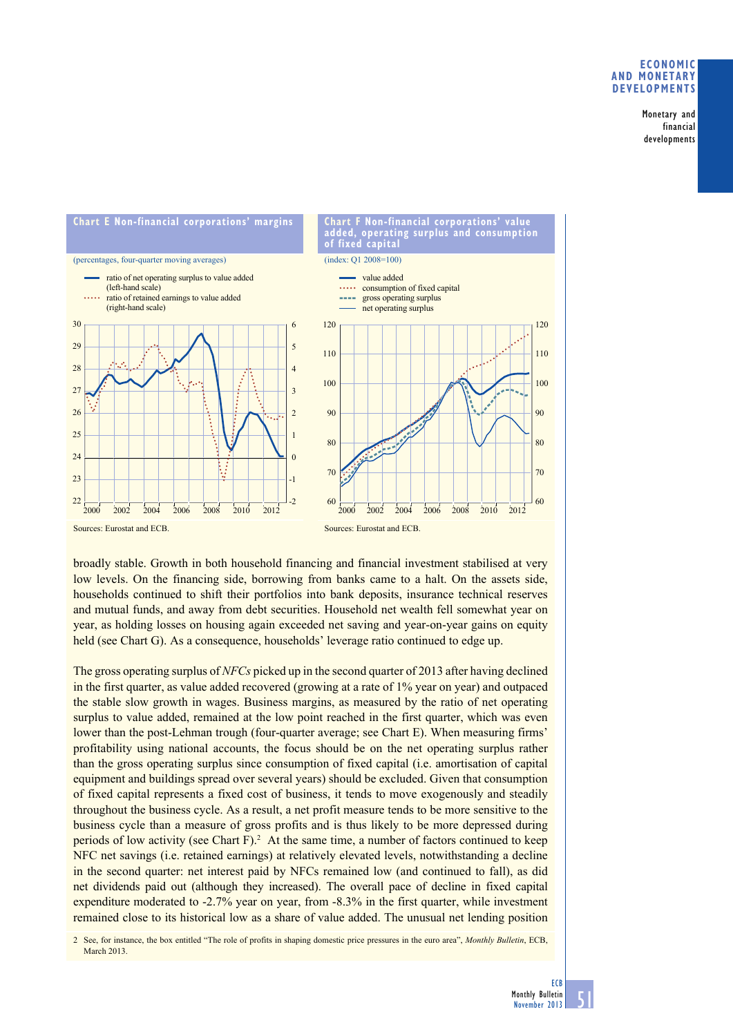**Chart E Non-financial corporations' margins**

(percentages, four-quarter moving averages)

- ratio of net operating surplus to value added (left-hand scale)
- ratio of retained earnings to value added (right-hand scale)

Sources: Eurostat and ECB.

**Chart F Non-financial corporations' value added, operating surplus and consumption of fixed capital**

(index: Q1 2008=100)

- value added
- consumption of fixed capital
- gross operating surplus
- net operating surplus

Sources: Eurostat and ECB.

broadly stable. Growth in both household financing and financial investment stabilised at very low levels. On the financing side, borrowing from banks came to a halt. On the assets side, households continued to shift their portfolios into bank deposits, insurance technical reserves and mutual funds, and away from debt securities. Household net wealth fell somewhat year on year, as holding losses on housing again exceeded net saving and year-on-year gains on equity held (see Chart G). As a consequence, households' leverage ratio continued to edge up.

The gross operating surplus of *NFCs* picked up in the second quarter of 2013 after having declined in the first quarter, as value added recovered (growing at a rate of 1% year on year) and outpaced the stable slow growth in wages. Business margins, as measured by the ratio of net operating surplus to value added, remained at the low point reached in the first quarter, which was even lower than the post-Lehman trough (four-quarter average; see Chart E). When measuring firms' profitability using national accounts, the focus should be on the net operating surplus rather than the gross operating surplus since consumption of fixed capital (i.e. amortisation of capital equipment and buildings spread over several years) should be excluded. Given that consumption of fixed capital represents a fixed cost of business, it tends to move exogenously and steadily throughout the business cycle. As a result, a net profit measure tends to be more sensitive to the business cycle than a measure of gross profits and is thus likely to be more depressed during periods of low activity (see Chart F).[2] At the same time, a number of factors continued to keep NFC net savings (i.e. retained earnings) at relatively elevated levels, notwithstanding a decline in the second quarter: net interest paid by NFCs remained low (and continued to fall), as did net dividends paid out (although they increased). The overall pace of decline in fixed capital expenditure moderated to -2.7% year on year, from -8.3% in the first quarter, while investment remained close to its historical low as a share of value added. The unusual net lending position

2 See, for instance, the box entitled "The role of profits in shaping domestic price pressures in the euro area", *Monthly Bulletin*, ECB, March 2013.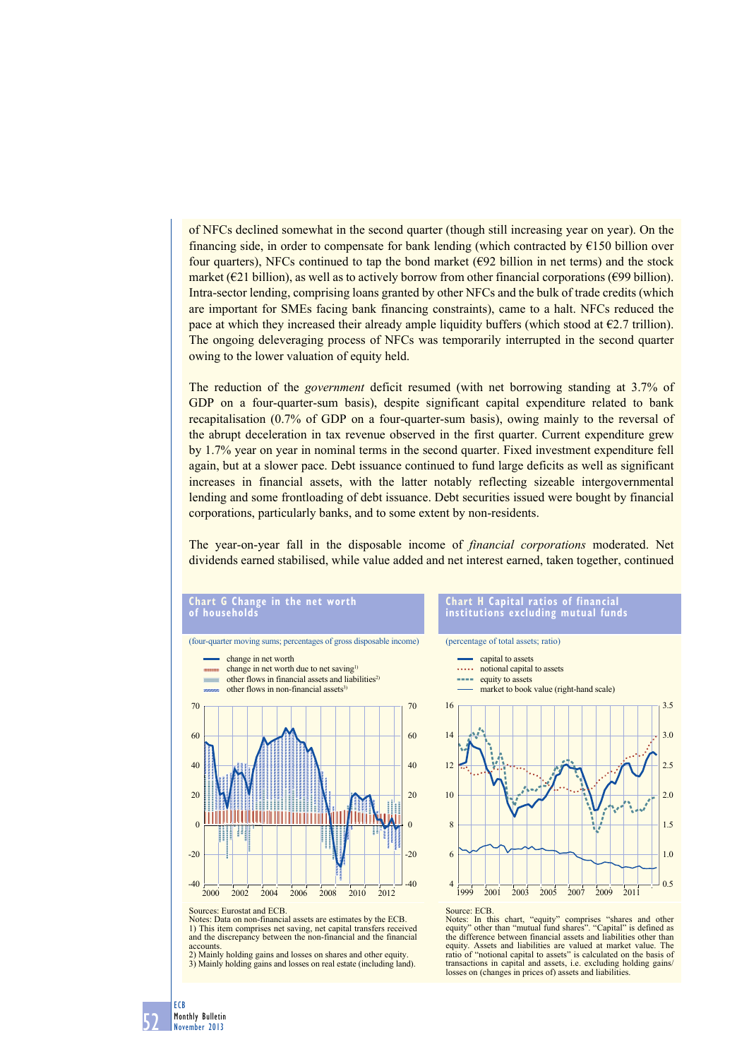of NFCs declined somewhat in the second quarter (though still increasing year on year). On the financing side, in order to compensate for bank lending (which contracted by €150 billion over four quarters), NFCs continued to tap the bond market (€92 billion in net terms) and the stock market (€21 billion), as well as to actively borrow from other financial corporations (€99 billion). Intra-sector lending, comprising loans granted by other NFCs and the bulk of trade credits (which are important for SMEs facing bank financing constraints), came to a halt. NFCs reduced the pace at which they increased their already ample liquidity buffers (which stood at €2.7 trillion). The ongoing deleveraging process of NFCs was temporarily interrupted in the second quarter owing to the lower valuation of equity held.

The reduction of the *government* deficit resumed (with net borrowing standing at 3.7% of GDP on a four-quarter-sum basis), despite significant capital expenditure related to bank recapitalisation (0.7% of GDP on a four-quarter-sum basis), owing mainly to the reversal of the abrupt deceleration in tax revenue observed in the first quarter. Current expenditure grew by 1.7% year on year in nominal terms in the second quarter. Fixed investment expenditure fell again, but at a slower pace. Debt issuance continued to fund large deficits as well as significant increases in financial assets, with the latter notably reflecting sizeable intergovernmental lending and some frontloading of debt issuance. Debt securities issued were bought by financial corporations, particularly banks, and to some extent by non-residents.

The year-on-year fall in the disposable income of *financial corporations* moderated. Net dividends earned stabilised, while value added and net interest earned, taken together, continued

**Chart G Change in the net worth of households**

(four-quarter moving sums; percentages of gross disposable income)

- change in net worth
- change in net worth due to net saving[1]
- other flows in financial assets and liabilities[2]
- other flows in non-financial assets[3]

Sources: Eurostat and ECB.
Notes: Data on non-financial assets are estimates by the ECB.
1) This item comprises net saving, net capital transfers received and the discrepancy between the non-financial and the financial accounts.
2) Mainly holding gains and losses on shares and other equity.
3) Mainly holding gains and losses on real estate (including land).

**Chart H Capital ratios of financial institutions excluding mutual funds**

(percentage of total assets; ratio)

- capital to assets
- notional capital to assets
- equity to assets
- market to book value (right-hand scale)

Source: ECB.
Notes: In this chart, "equity" comprises "shares and other equity" other than "mutual fund shares". "Capital" is defined as the difference between financial assets and liabilities other than equity. Assets and liabilities are valued at market value. The ratio of "notional capital to assets" is calculated on the basis of transactions in capital and assets, i.e. excluding holding gains/losses on (changes in prices of) assets and liabilities.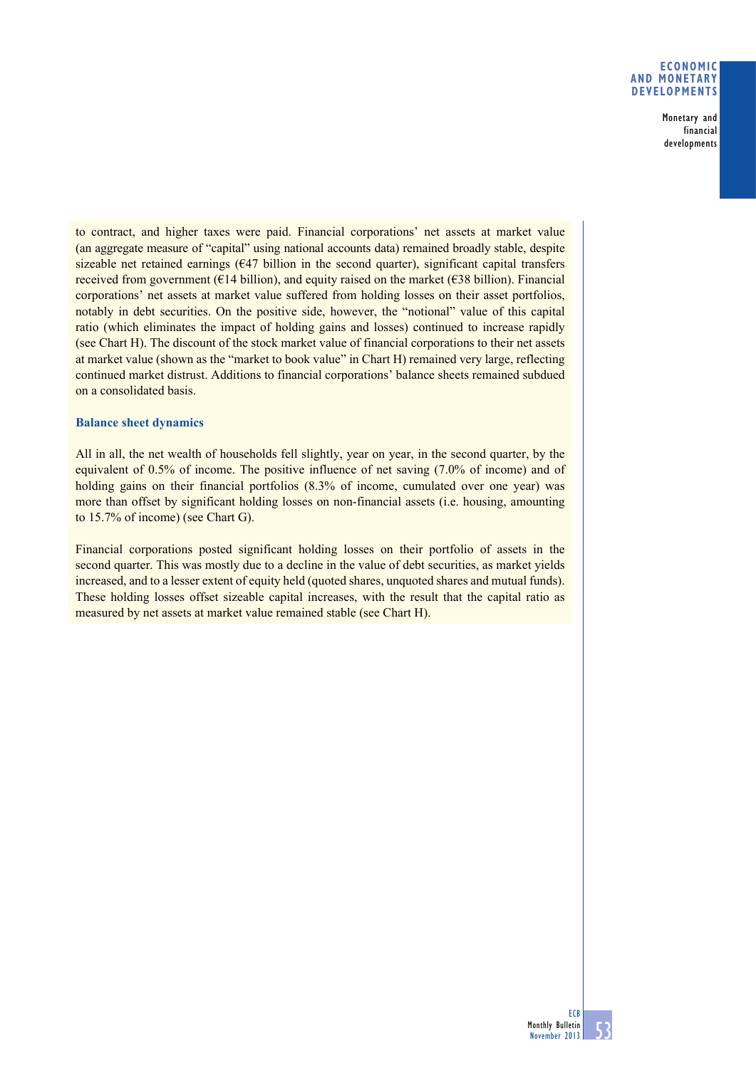to contract, and higher taxes were paid. Financial corporations' net assets at market value (an aggregate measure of "capital" using national accounts data) remained broadly stable, despite sizeable net retained earnings (€47 billion in the second quarter), significant capital transfers received from government (€14 billion), and equity raised on the market (€38 billion). Financial corporations' net assets at market value suffered from holding losses on their asset portfolios, notably in debt securities. On the positive side, however, the "notional" value of this capital ratio (which eliminates the impact of holding gains and losses) continued to increase rapidly (see Chart H). The discount of the stock market value of financial corporations to their net assets at market value (shown as the "market to book value" in Chart H) remained very large, reflecting continued market distrust. Additions to financial corporations' balance sheets remained subdued on a consolidated basis.

### Balance sheet dynamics

All in all, the net wealth of households fell slightly, year on year, in the second quarter, by the equivalent of 0.5% of income. The positive influence of net saving (7.0% of income) and of holding gains on their financial portfolios (8.3% of income, cumulated over one year) was more than offset by significant holding losses on non-financial assets (i.e. housing, amounting to 15.7% of income) (see Chart G).

Financial corporations posted significant holding losses on their portfolio of assets in the second quarter. This was mostly due to a decline in the value of debt securities, as market yields increased, and to a lesser extent of equity held (quoted shares, unquoted shares and mutual funds). These holding losses offset sizeable capital increases, with the result that the capital ratio as measured by net assets at market value remained stable (see Chart H).